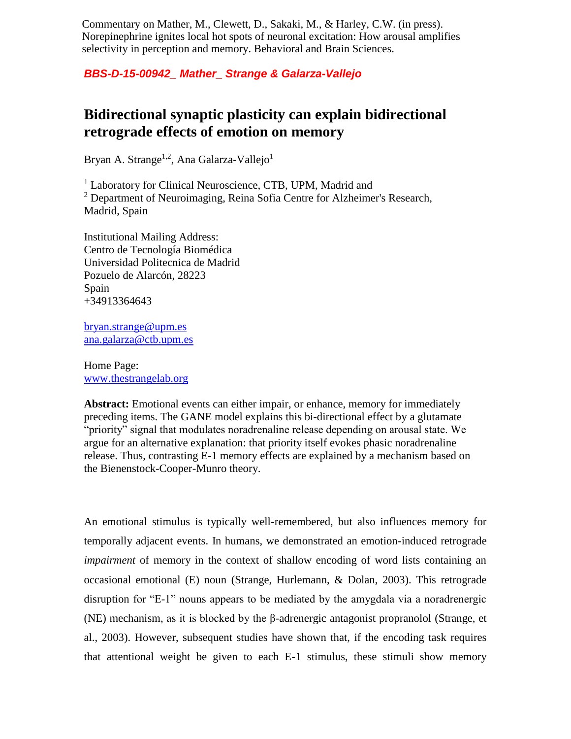Commentary on Mather, M., Clewett, D., Sakaki, M., & Harley, C.W. (in press). Norepinephrine ignites local hot spots of neuronal excitation: How arousal amplifies selectivity in perception and memory. Behavioral and Brain Sciences.

***BBS-D-15-00942_ Mather_ Strange & Galarza-Vallejo***

# Bidirectional synaptic plasticity can explain bidirectional retrograde effects of emotion on memory

Bryan A. Strange[1,2], Ana Galarza-Vallejo[1]

[1] Laboratory for Clinical Neuroscience, CTB, UPM, Madrid and
[2] Department of Neuroimaging, Reina Sofia Centre for Alzheimer's Research, Madrid, Spain

Institutional Mailing Address:
Centro de Tecnología Biomédica
Universidad Politecnica de Madrid
Pozuelo de Alarcón, 28223
Spain
+34913364643

bryan.strange@upm.es
ana.galarza@ctb.upm.es

Home Page:
www.thestrangelab.org

**Abstract:** Emotional events can either impair, or enhance, memory for immediately preceding items. The GANE model explains this bi-directional effect by a glutamate "priority" signal that modulates noradrenaline release depending on arousal state. We argue for an alternative explanation: that priority itself evokes phasic noradrenaline release. Thus, contrasting E-1 memory effects are explained by a mechanism based on the Bienenstock-Cooper-Munro theory.

An emotional stimulus is typically well-remembered, but also influences memory for temporally adjacent events. In humans, we demonstrated an emotion-induced retrograde *impairment* of memory in the context of shallow encoding of word lists containing an occasional emotional (E) noun (Strange, Hurlemann, & Dolan, 2003). This retrograde disruption for "E-1" nouns appears to be mediated by the amygdala via a noradrenergic (NE) mechanism, as it is blocked by the β-adrenergic antagonist propranolol (Strange, et al., 2003). However, subsequent studies have shown that, if the encoding task requires that attentional weight be given to each E-1 stimulus, these stimuli show memory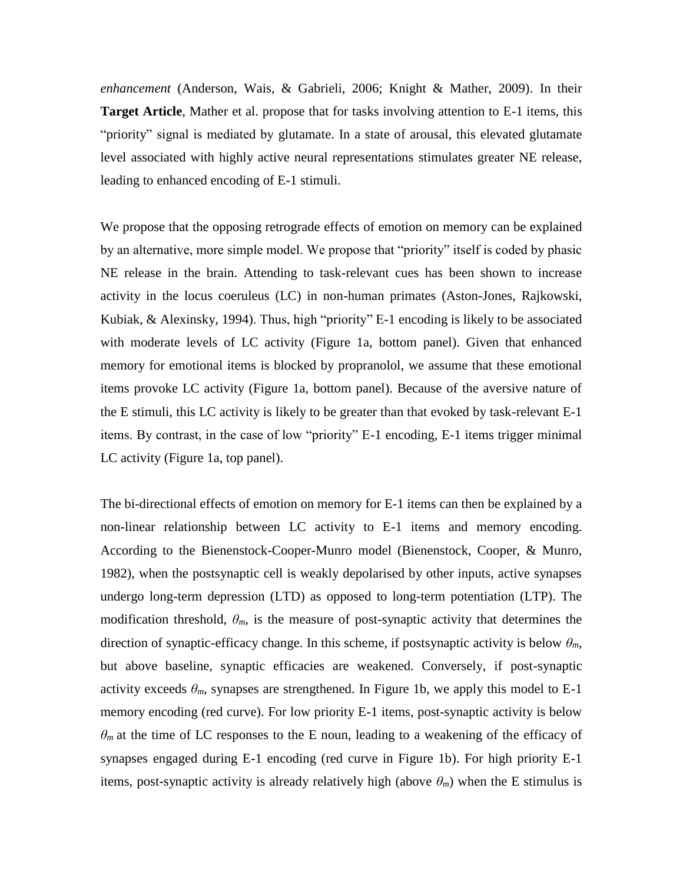*enhancement* (Anderson, Wais, & Gabrieli, 2006; Knight & Mather, 2009). In their **Target Article**, Mather et al. propose that for tasks involving attention to E-1 items, this "priority" signal is mediated by glutamate. In a state of arousal, this elevated glutamate level associated with highly active neural representations stimulates greater NE release, leading to enhanced encoding of E-1 stimuli.

We propose that the opposing retrograde effects of emotion on memory can be explained by an alternative, more simple model. We propose that "priority" itself is coded by phasic NE release in the brain. Attending to task-relevant cues has been shown to increase activity in the locus coeruleus (LC) in non-human primates (Aston-Jones, Rajkowski, Kubiak, & Alexinsky, 1994). Thus, high "priority" E-1 encoding is likely to be associated with moderate levels of LC activity (Figure 1a, bottom panel). Given that enhanced memory for emotional items is blocked by propranolol, we assume that these emotional items provoke LC activity (Figure 1a, bottom panel). Because of the aversive nature of the E stimuli, this LC activity is likely to be greater than that evoked by task-relevant E-1 items. By contrast, in the case of low "priority" E-1 encoding, E-1 items trigger minimal LC activity (Figure 1a, top panel).

The bi-directional effects of emotion on memory for E-1 items can then be explained by a non-linear relationship between LC activity to E-1 items and memory encoding. According to the Bienenstock-Cooper-Munro model (Bienenstock, Cooper, & Munro, 1982), when the postsynaptic cell is weakly depolarised by other inputs, active synapses undergo long-term depression (LTD) as opposed to long-term potentiation (LTP). The modification threshold, $\theta_m$, is the measure of post-synaptic activity that determines the direction of synaptic-efficacy change. In this scheme, if postsynaptic activity is below $\theta_m$, but above baseline, synaptic efficacies are weakened. Conversely, if post-synaptic activity exceeds $\theta_m$, synapses are strengthened. In Figure 1b, we apply this model to E-1 memory encoding (red curve). For low priority E-1 items, post-synaptic activity is below $\theta_m$ at the time of LC responses to the E noun, leading to a weakening of the efficacy of synapses engaged during E-1 encoding (red curve in Figure 1b). For high priority E-1 items, post-synaptic activity is already relatively high (above $\theta_m$) when the E stimulus is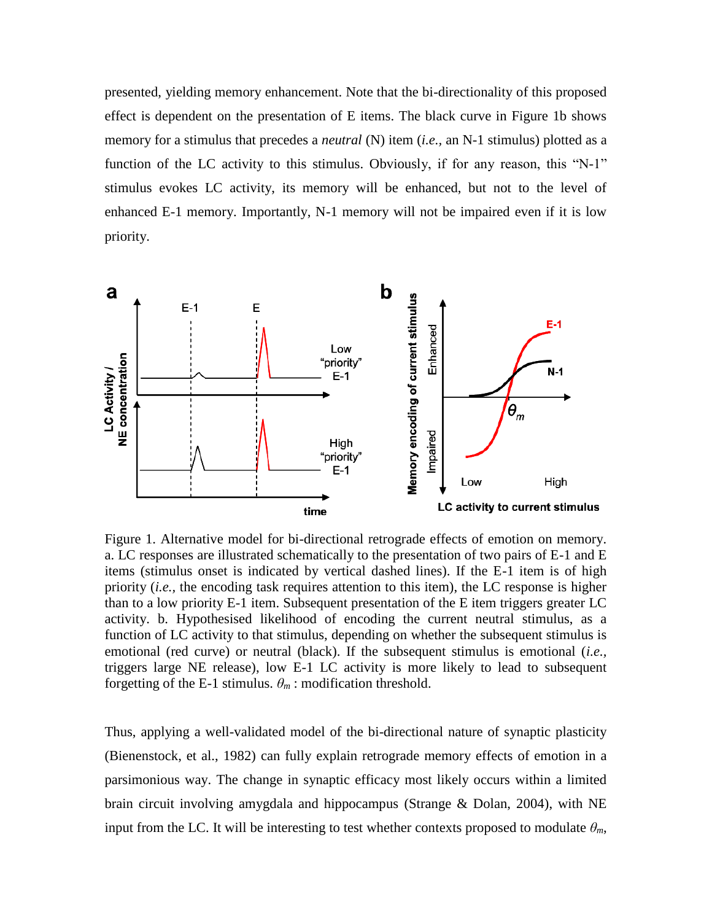presented, yielding memory enhancement. Note that the bi-directionality of this proposed effect is dependent on the presentation of E items. The black curve in Figure 1b shows memory for a stimulus that precedes a *neutral* (N) item (*i.e.*, an N-1 stimulus) plotted as a function of the LC activity to this stimulus. Obviously, if for any reason, this "N-1" stimulus evokes LC activity, its memory will be enhanced, but not to the level of enhanced E-1 memory. Importantly, N-1 memory will not be impaired even if it is low priority.

Figure 1. Alternative model for bi-directional retrograde effects of emotion on memory. a. LC responses are illustrated schematically to the presentation of two pairs of E-1 and E items (stimulus onset is indicated by vertical dashed lines). If the E-1 item is of high priority (*i.e.*, the encoding task requires attention to this item), the LC response is higher than to a low priority E-1 item. Subsequent presentation of the E item triggers greater LC activity. b. Hypothesised likelihood of encoding the current neutral stimulus, as a function of LC activity to that stimulus, depending on whether the subsequent stimulus is emotional (red curve) or neutral (black). If the subsequent stimulus is emotional (*i.e.*, triggers large NE release), low E-1 LC activity is more likely to lead to subsequent forgetting of the E-1 stimulus. $\theta_m$ : modification threshold.

Thus, applying a well-validated model of the bi-directional nature of synaptic plasticity (Bienenstock, et al., 1982) can fully explain retrograde memory effects of emotion in a parsimonious way. The change in synaptic efficacy most likely occurs within a limited brain circuit involving amygdala and hippocampus (Strange & Dolan, 2004), with NE input from the LC. It will be interesting to test whether contexts proposed to modulate $\theta_m$,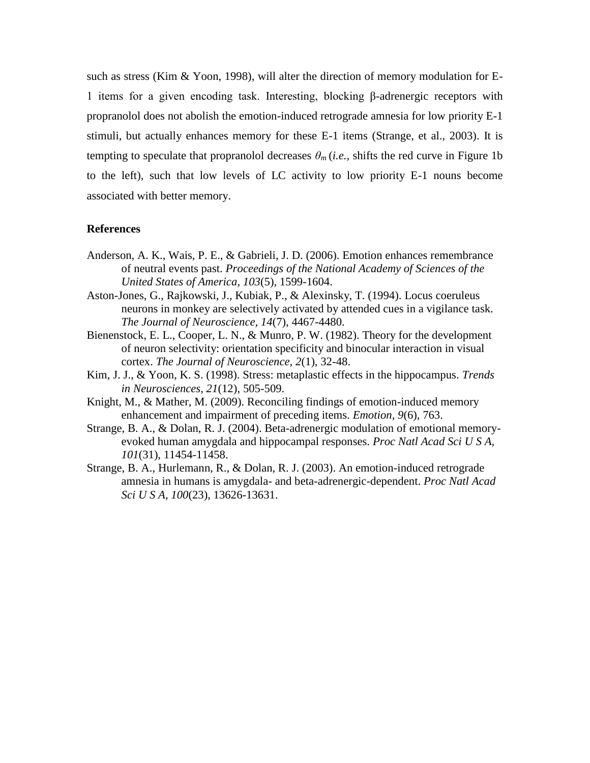such as stress (Kim & Yoon, 1998), will alter the direction of memory modulation for E-1 items for a given encoding task. Interesting, blocking β-adrenergic receptors with propranolol does not abolish the emotion-induced retrograde amnesia for low priority E-1 stimuli, but actually enhances memory for these E-1 items (Strange, et al., 2003). It is tempting to speculate that propranolol decreases $\theta_m$ (*i.e.*, shifts the red curve in Figure 1b to the left), such that low levels of LC activity to low priority E-1 nouns become associated with better memory.

## References

Anderson, A. K., Wais, P. E., & Gabrieli, J. D. (2006). Emotion enhances remembrance of neutral events past. *Proceedings of the National Academy of Sciences of the United States of America, 103*(5), 1599-1604.

Aston-Jones, G., Rajkowski, J., Kubiak, P., & Alexinsky, T. (1994). Locus coeruleus neurons in monkey are selectively activated by attended cues in a vigilance task. *The Journal of Neuroscience, 14*(7), 4467-4480.

Bienenstock, E. L., Cooper, L. N., & Munro, P. W. (1982). Theory for the development of neuron selectivity: orientation specificity and binocular interaction in visual cortex. *The Journal of Neuroscience, 2*(1), 32-48.

Kim, J. J., & Yoon, K. S. (1998). Stress: metaplastic effects in the hippocampus. *Trends in Neurosciences, 21*(12), 505-509.

Knight, M., & Mather, M. (2009). Reconciling findings of emotion-induced memory enhancement and impairment of preceding items. *Emotion, 9*(6), 763.

Strange, B. A., & Dolan, R. J. (2004). Beta-adrenergic modulation of emotional memory-evoked human amygdala and hippocampal responses. *Proc Natl Acad Sci U S A, 101*(31), 11454-11458.

Strange, B. A., Hurlemann, R., & Dolan, R. J. (2003). An emotion-induced retrograde amnesia in humans is amygdala- and beta-adrenergic-dependent. *Proc Natl Acad Sci U S A, 100*(23), 13626-13631.